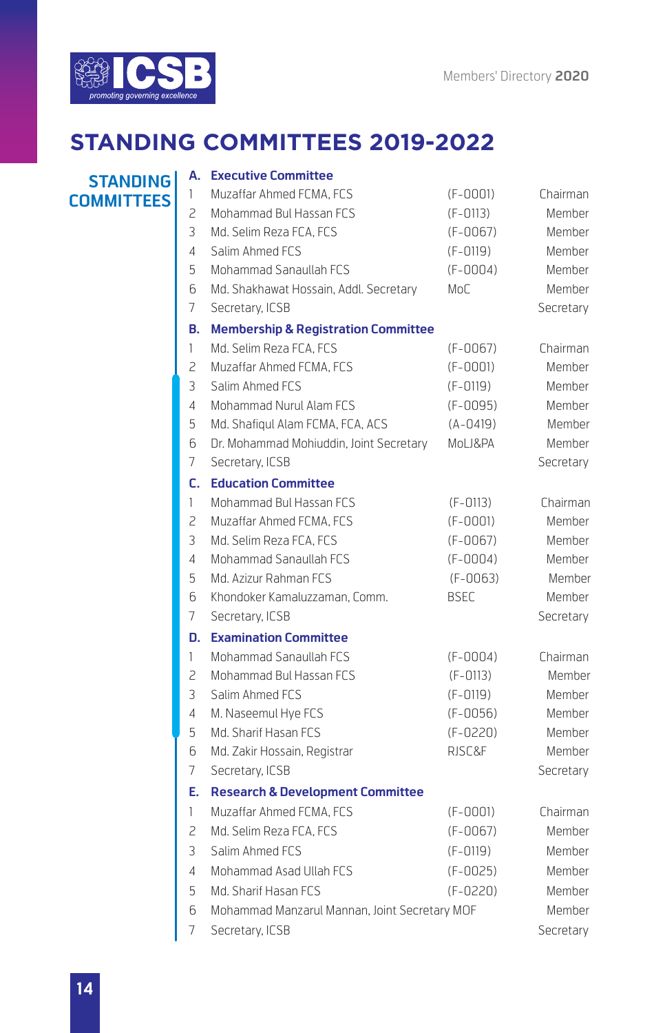# STANDING COMMITTEES 2019-2022

## STANDING COMMITTEES

### A. Executive Committee

| # | Name | ID | Position |
|---|---|---|---|
| 1 | Muzaffar Ahmed FCMA, FCS | (F-0001) | Chairman |
| 2 | Mohammad Bul Hassan FCS | (F-0113) | Member |
| 3 | Md. Selim Reza FCA, FCS | (F-0067) | Member |
| 4 | Salim Ahmed FCS | (F-0119) | Member |
| 5 | Mohammad Sanaullah FCS | (F-0004) | Member |
| 6 | Md. Shakhawat Hossain, Addl. Secretary | MoC | Member |
| 7 | Secretary, ICSB | | Secretary |

### B. Membership & Registration Committee

| # | Name | ID | Position |
|---|---|---|---|
| 1 | Md. Selim Reza FCA, FCS | (F-0067) | Chairman |
| 2 | Muzaffar Ahmed FCMA, FCS | (F-0001) | Member |
| 3 | Salim Ahmed FCS | (F-0119) | Member |
| 4 | Mohammad Nurul Alam FCS | (F-0095) | Member |
| 5 | Md. Shafiqul Alam FCMA, FCA, ACS | (A-0419) | Member |
| 6 | Dr. Mohammad Mohiuddin, Joint Secretary | MoLJ&PA | Member |
| 7 | Secretary, ICSB | | Secretary |

### C. Education Committee

| # | Name | ID | Position |
|---|---|---|---|
| 1 | Mohammad Bul Hassan FCS | (F-0113) | Chairman |
| 2 | Muzaffar Ahmed FCMA, FCS | (F-0001) | Member |
| 3 | Md. Selim Reza FCA, FCS | (F-0067) | Member |
| 4 | Mohammad Sanaullah FCS | (F-0004) | Member |
| 5 | Md. Azizur Rahman FCS | (F-0063) | Member |
| 6 | Khondoker Kamaluzzaman, Comm. | BSEC | Member |
| 7 | Secretary, ICSB | | Secretary |

### D. Examination Committee

| # | Name | ID | Position |
|---|---|---|---|
| 1 | Mohammad Sanaullah FCS | (F-0004) | Chairman |
| 2 | Mohammad Bul Hassan FCS | (F-0113) | Member |
| 3 | Salim Ahmed FCS | (F-0119) | Member |
| 4 | M. Naseemul Hye FCS | (F-0056) | Member |
| 5 | Md. Sharif Hasan FCS | (F-0220) | Member |
| 6 | Md. Zakir Hossain, Registrar | RJSC&F | Member |
| 7 | Secretary, ICSB | | Secretary |

### E. Research & Development Committee

| # | Name | ID | Position |
|---|---|---|---|
| 1 | Muzaffar Ahmed FCMA, FCS | (F-0001) | Chairman |
| 2 | Md. Selim Reza FCA, FCS | (F-0067) | Member |
| 3 | Salim Ahmed FCS | (F-0119) | Member |
| 4 | Mohammad Asad Ullah FCS | (F-0025) | Member |
| 5 | Md. Sharif Hasan FCS | (F-0220) | Member |
| 6 | Mohammad Manzarul Mannan, Joint Secretary | MOF | Member |
| 7 | Secretary, ICSB | | Secretary |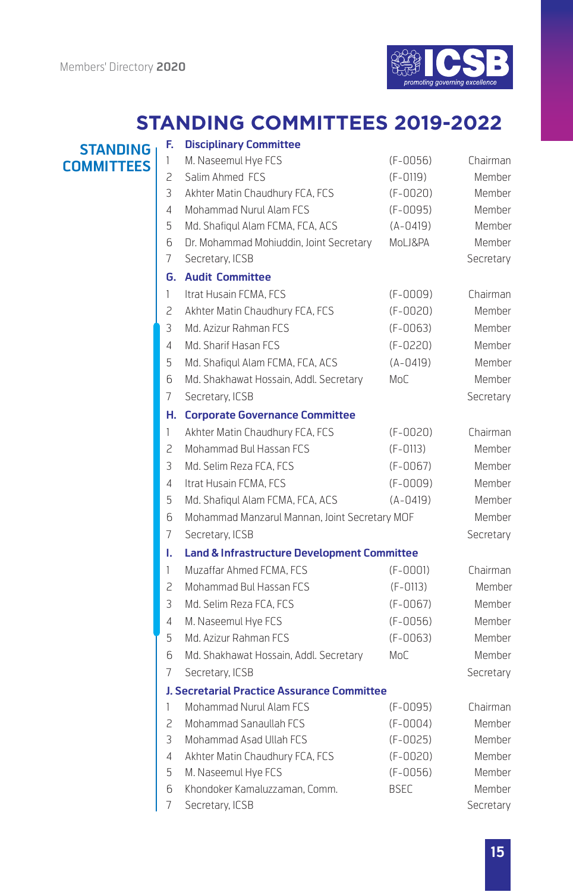# STANDING COMMITTEES 2019-2022

## STANDING COMMITTEES

### F. Disciplinary Committee

| No. | Name | ID | Position |
|---|---|---|---|
| 1 | M. Naseemul Hye FCS | (F-0056) | Chairman |
| 2 | Salim Ahmed FCS | (F-0119) | Member |
| 3 | Akhter Matin Chaudhury FCA, FCS | (F-0020) | Member |
| 4 | Mohammad Nurul Alam FCS | (F-0095) | Member |
| 5 | Md. Shafiqul Alam FCMA, FCA, ACS | (A-0419) | Member |
| 6 | Dr. Mohammad Mohiuddin, Joint Secretary | MoLJ&PA | Member |
| 7 | Secretary, ICSB | | Secretary |

### G. Audit Committee

| No. | Name | ID | Position |
|---|---|---|---|
| 1 | Itrat Husain FCMA, FCS | (F-0009) | Chairman |
| 2 | Akhter Matin Chaudhury FCA, FCS | (F-0020) | Member |
| 3 | Md. Azizur Rahman FCS | (F-0063) | Member |
| 4 | Md. Sharif Hasan FCS | (F-0220) | Member |
| 5 | Md. Shafiqul Alam FCMA, FCA, ACS | (A-0419) | Member |
| 6 | Md. Shakhawat Hossain, Addl. Secretary | MoC | Member |
| 7 | Secretary, ICSB | | Secretary |

### H. Corporate Governance Committee

| No. | Name | ID | Position |
|---|---|---|---|
| 1 | Akhter Matin Chaudhury FCA, FCS | (F-0020) | Chairman |
| 2 | Mohammad Bul Hassan FCS | (F-0113) | Member |
| 3 | Md. Selim Reza FCA, FCS | (F-0067) | Member |
| 4 | Itrat Husain FCMA, FCS | (F-0009) | Member |
| 5 | Md. Shafiqul Alam FCMA, FCA, ACS | (A-0419) | Member |
| 6 | Mohammad Manzarul Mannan, Joint Secretary MOF | | Member |
| 7 | Secretary, ICSB | | Secretary |

### I. Land & Infrastructure Development Committee

| No. | Name | ID | Position |
|---|---|---|---|
| 1 | Muzaffar Ahmed FCMA, FCS | (F-0001) | Chairman |
| 2 | Mohammad Bul Hassan FCS | (F-0113) | Member |
| 3 | Md. Selim Reza FCA, FCS | (F-0067) | Member |
| 4 | M. Naseemul Hye FCS | (F-0056) | Member |
| 5 | Md. Azizur Rahman FCS | (F-0063) | Member |
| 6 | Md. Shakhawat Hossain, Addl. Secretary | MoC | Member |
| 7 | Secretary, ICSB | | Secretary |

### J. Secretarial Practice Assurance Committee

| No. | Name | ID | Position |
|---|---|---|---|
| 1 | Mohammad Nurul Alam FCS | (F-0095) | Chairman |
| 2 | Mohammad Sanaullah FCS | (F-0004) | Member |
| 3 | Mohammad Asad Ullah FCS | (F-0025) | Member |
| 4 | Akhter Matin Chaudhury FCA, FCS | (F-0020) | Member |
| 5 | M. Naseemul Hye FCS | (F-0056) | Member |
| 6 | Khondoker Kamaluzzaman, Comm. | BSEC | Member |
| 7 | Secretary, ICSB | | Secretary |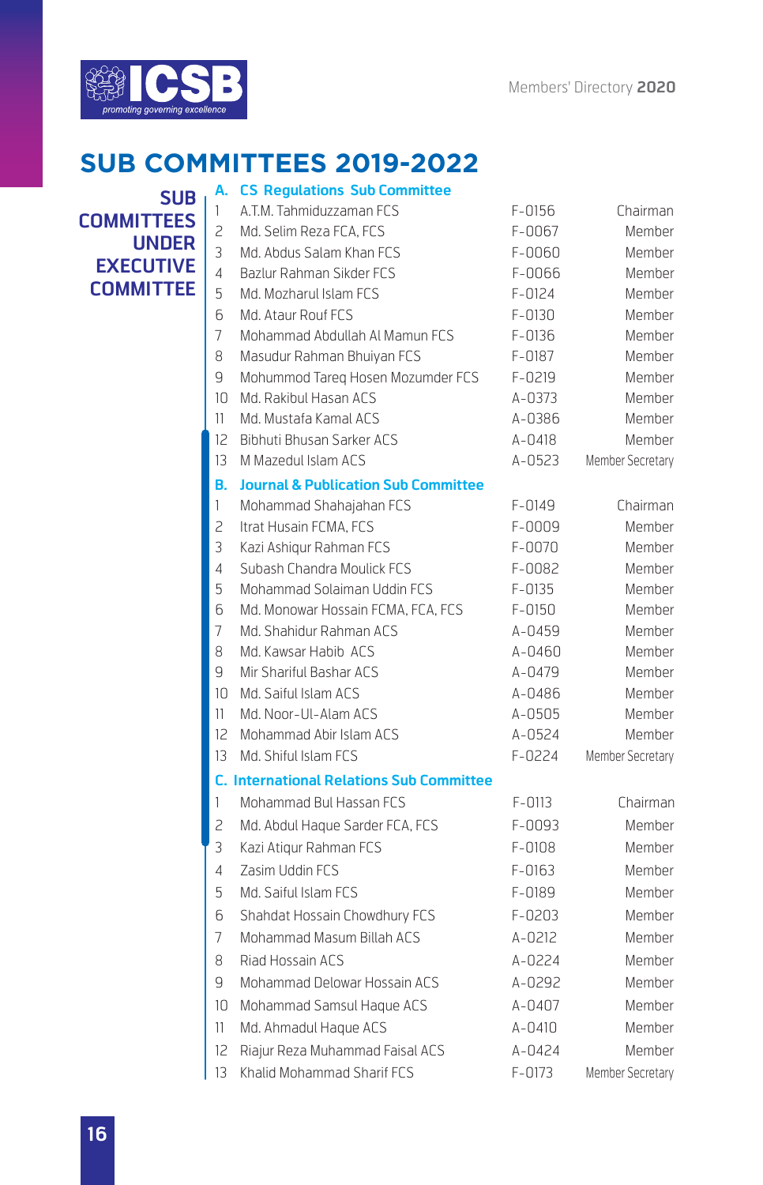# SUB COMMITTEES 2019-2022

## SUB COMMITTEES UNDER EXECUTIVE COMMITTEE

### A. CS Regulations Sub Committee

| | | | |
|---|---|---|---|
| 1 | A.T.M. Tahmiduzzaman FCS | F-0156 | Chairman |
| 2 | Md. Selim Reza FCA, FCS | F-0067 | Member |
| 3 | Md. Abdus Salam Khan FCS | F-0060 | Member |
| 4 | Bazlur Rahman Sikder FCS | F-0066 | Member |
| 5 | Md. Mozharul Islam FCS | F-0124 | Member |
| 6 | Md. Ataur Rouf FCS | F-0130 | Member |
| 7 | Mohammad Abdullah Al Mamun FCS | F-0136 | Member |
| 8 | Masudur Rahman Bhuiyan FCS | F-0187 | Member |
| 9 | Mohummod Tareq Hosen Mozumder FCS | F-0219 | Member |
| 10 | Md. Rakibul Hasan ACS | A-0373 | Member |
| 11 | Md. Mustafa Kamal ACS | A-0386 | Member |
| 12 | Bibhuti Bhusan Sarker ACS | A-0418 | Member |
| 13 | M Mazedul Islam ACS | A-0523 | Member Secretary |

### B. Journal & Publication Sub Committee

| | | | |
|---|---|---|---|
| 1 | Mohammad Shahajahan FCS | F-0149 | Chairman |
| 2 | Itrat Husain FCMA, FCS | F-0009 | Member |
| 3 | Kazi Ashiqur Rahman FCS | F-0070 | Member |
| 4 | Subash Chandra Moulick FCS | F-0082 | Member |
| 5 | Mohammad Solaiman Uddin FCS | F-0135 | Member |
| 6 | Md. Monowar Hossain FCMA, FCA, FCS | F-0150 | Member |
| 7 | Md. Shahidur Rahman ACS | A-0459 | Member |
| 8 | Md. Kawsar Habib ACS | A-0460 | Member |
| 9 | Mir Shariful Bashar ACS | A-0479 | Member |
| 10 | Md. Saiful Islam ACS | A-0486 | Member |
| 11 | Md. Noor-Ul-Alam ACS | A-0505 | Member |
| 12 | Mohammad Abir Islam ACS | A-0524 | Member |
| 13 | Md. Shiful Islam FCS | F-0224 | Member Secretary |

### C. International Relations Sub Committee

| | | | |
|---|---|---|---|
| 1 | Mohammad Bul Hassan FCS | F-0113 | Chairman |
| 2 | Md. Abdul Haque Sarder FCA, FCS | F-0093 | Member |
| 3 | Kazi Atiqur Rahman FCS | F-0108 | Member |
| 4 | Zasim Uddin FCS | F-0163 | Member |
| 5 | Md. Saiful Islam FCS | F-0189 | Member |
| 6 | Shahdat Hossain Chowdhury FCS | F-0203 | Member |
| 7 | Mohammad Masum Billah ACS | A-0212 | Member |
| 8 | Riad Hossain ACS | A-0224 | Member |
| 9 | Mohammad Delowar Hossain ACS | A-0292 | Member |
| 10 | Mohammad Samsul Haque ACS | A-0407 | Member |
| 11 | Md. Ahmadul Haque ACS | A-0410 | Member |
| 12 | Riajur Reza Muhammad Faisal ACS | A-0424 | Member |
| 13 | Khalid Mohammad Sharif FCS | F-0173 | Member Secretary |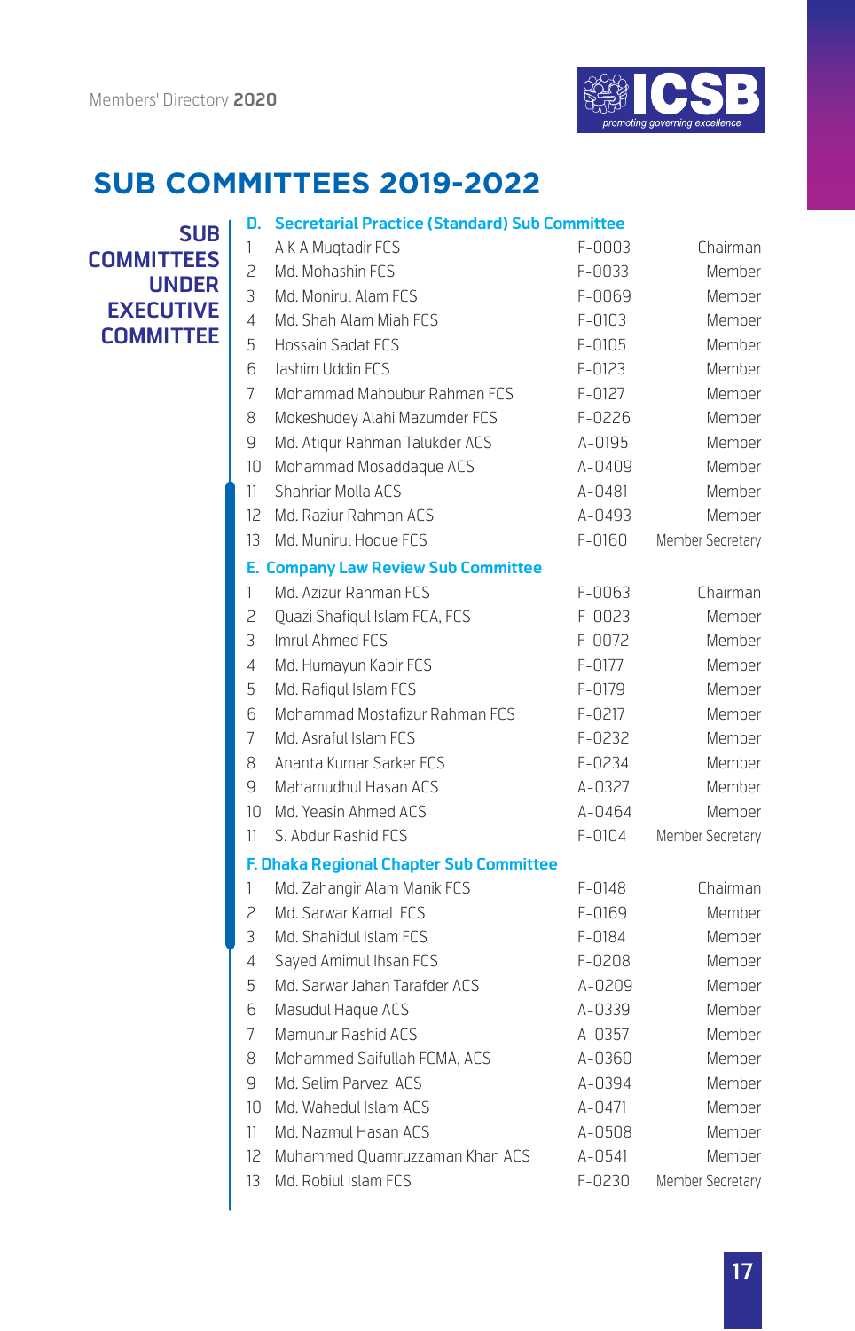# SUB COMMITTEES 2019-2022

## SUB COMMITTEES UNDER EXECUTIVE COMMITTEE

### D. Secretarial Practice (Standard) Sub Committee

| | | | |
|---|---|---|---|
| 1 | A K A Muqtadir FCS | F-0003 | Chairman |
| 2 | Md. Mohashin FCS | F-0033 | Member |
| 3 | Md. Monirul Alam FCS | F-0069 | Member |
| 4 | Md. Shah Alam Miah FCS | F-0103 | Member |
| 5 | Hossain Sadat FCS | F-0105 | Member |
| 6 | Jashim Uddin FCS | F-0123 | Member |
| 7 | Mohammad Mahbubur Rahman FCS | F-0127 | Member |
| 8 | Mokeshudey Alahi Mazumder FCS | F-0226 | Member |
| 9 | Md. Atiqur Rahman Talukder ACS | A-0195 | Member |
| 10 | Mohammad Mosaddaque ACS | A-0409 | Member |
| 11 | Shahriar Molla ACS | A-0481 | Member |
| 12 | Md. Raziur Rahman ACS | A-0493 | Member |
| 13 | Md. Munirul Hoque FCS | F-0160 | Member Secretary |

### E. Company Law Review Sub Committee

| | | | |
|---|---|---|---|
| 1 | Md. Azizur Rahman FCS | F-0063 | Chairman |
| 2 | Quazi Shafiqul Islam FCA, FCS | F-0023 | Member |
| 3 | Imrul Ahmed FCS | F-0072 | Member |
| 4 | Md. Humayun Kabir FCS | F-0177 | Member |
| 5 | Md. Rafiqul Islam FCS | F-0179 | Member |
| 6 | Mohammad Mostafizur Rahman FCS | F-0217 | Member |
| 7 | Md. Asraful Islam FCS | F-0232 | Member |
| 8 | Ananta Kumar Sarker FCS | F-0234 | Member |
| 9 | Mahamudhul Hasan ACS | A-0327 | Member |
| 10 | Md. Yeasin Ahmed ACS | A-0464 | Member |
| 11 | S. Abdur Rashid FCS | F-0104 | Member Secretary |

### F. Dhaka Regional Chapter Sub Committee

| | | | |
|---|---|---|---|
| 1 | Md. Zahangir Alam Manik FCS | F-0148 | Chairman |
| 2 | Md. Sarwar Kamal FCS | F-0169 | Member |
| 3 | Md. Shahidul Islam FCS | F-0184 | Member |
| 4 | Sayed Amimul Ihsan FCS | F-0208 | Member |
| 5 | Md. Sarwar Jahan Tarafder ACS | A-0209 | Member |
| 6 | Masudul Haque ACS | A-0339 | Member |
| 7 | Mamunur Rashid ACS | A-0357 | Member |
| 8 | Mohammed Saifullah FCMA, ACS | A-0360 | Member |
| 9 | Md. Selim Parvez ACS | A-0394 | Member |
| 10 | Md. Wahedul Islam ACS | A-0471 | Member |
| 11 | Md. Nazmul Hasan ACS | A-0508 | Member |
| 12 | Muhammed Quamruzzaman Khan ACS | A-0541 | Member |
| 13 | Md. Robiul Islam FCS | F-0230 | Member Secretary |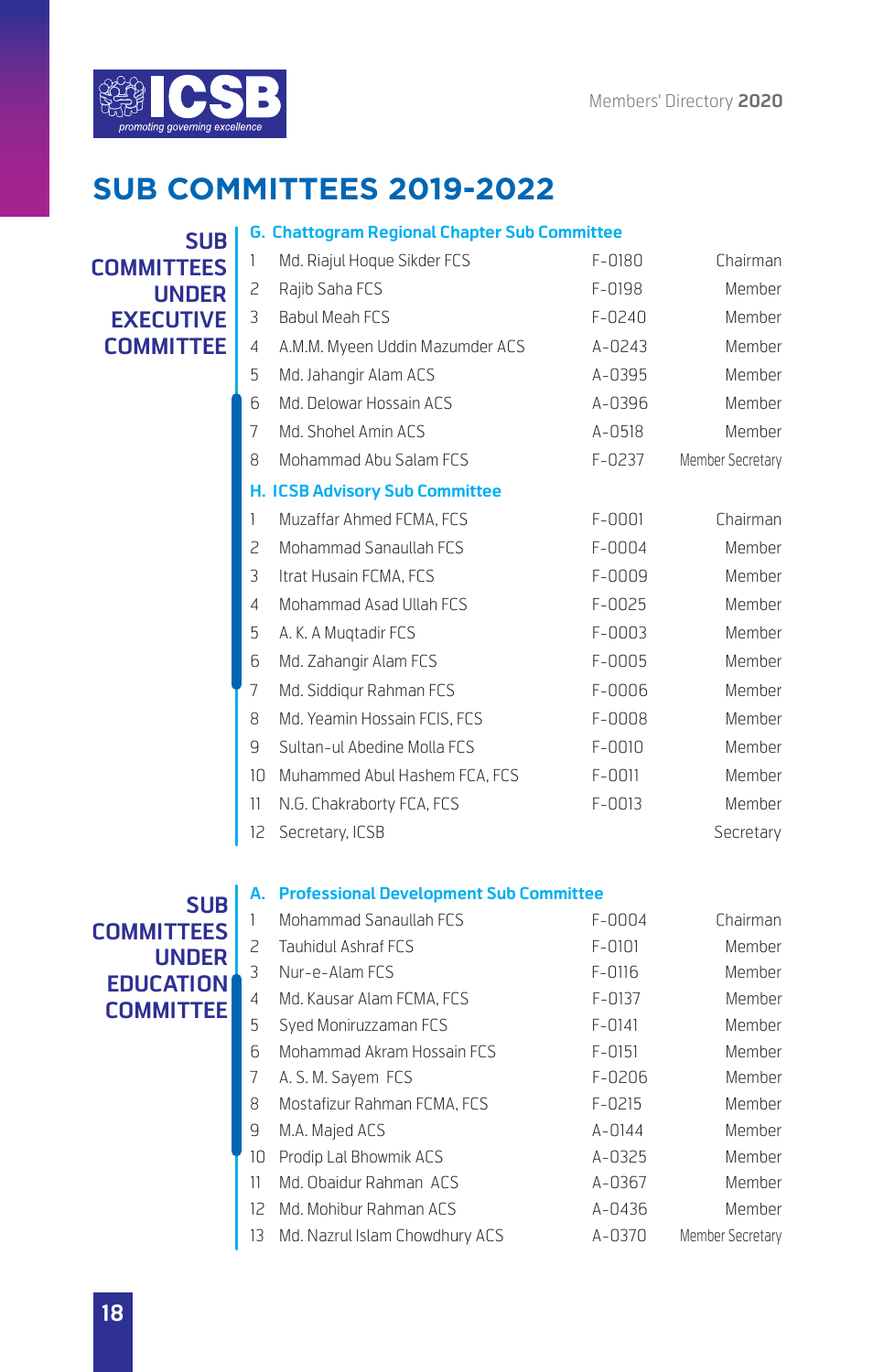# SUB COMMITTEES 2019-2022

## SUB COMMITTEES UNDER EXECUTIVE COMMITTEE

### G. Chattogram Regional Chapter Sub Committee

| | | | |
|---|---|---|---|
| 1 | Md. Riajul Hoque Sikder FCS | F-0180 | Chairman |
| 2 | Rajib Saha FCS | F-0198 | Member |
| 3 | Babul Meah FCS | F-0240 | Member |
| 4 | A.M.M. Myeen Uddin Mazumder ACS | A-0243 | Member |
| 5 | Md. Jahangir Alam ACS | A-0395 | Member |
| 6 | Md. Delowar Hossain ACS | A-0396 | Member |
| 7 | Md. Shohel Amin ACS | A-0518 | Member |
| 8 | Mohammad Abu Salam FCS | F-0237 | Member Secretary |

### H. ICSB Advisory Sub Committee

| | | | |
|---|---|---|---|
| 1 | Muzaffar Ahmed FCMA, FCS | F-0001 | Chairman |
| 2 | Mohammad Sanaullah FCS | F-0004 | Member |
| 3 | Itrat Husain FCMA, FCS | F-0009 | Member |
| 4 | Mohammad Asad Ullah FCS | F-0025 | Member |
| 5 | A. K. A Muqtadir FCS | F-0003 | Member |
| 6 | Md. Zahangir Alam FCS | F-0005 | Member |
| 7 | Md. Siddiqur Rahman FCS | F-0006 | Member |
| 8 | Md. Yeamin Hossain FCIS, FCS | F-0008 | Member |
| 9 | Sultan-ul Abedine Molla FCS | F-0010 | Member |
| 10 | Muhammed Abul Hashem FCA, FCS | F-0011 | Member |
| 11 | N.G. Chakraborty FCA, FCS | F-0013 | Member |
| 12 | Secretary, ICSB | | Secretary |

## SUB COMMITTEES UNDER EDUCATION COMMITTEE

### A. Professional Development Sub Committee

| | | | |
|---|---|---|---|
| 1 | Mohammad Sanaullah FCS | F-0004 | Chairman |
| 2 | Tauhidul Ashraf FCS | F-0101 | Member |
| 3 | Nur-e-Alam FCS | F-0116 | Member |
| 4 | Md. Kausar Alam FCMA, FCS | F-0137 | Member |
| 5 | Syed Moniruzzaman FCS | F-0141 | Member |
| 6 | Mohammad Akram Hossain FCS | F-0151 | Member |
| 7 | A. S. M. Sayem FCS | F-0206 | Member |
| 8 | Mostafizur Rahman FCMA, FCS | F-0215 | Member |
| 9 | M.A. Majed ACS | A-0144 | Member |
| 10 | Prodip Lal Bhowmik ACS | A-0325 | Member |
| 11 | Md. Obaidur Rahman ACS | A-0367 | Member |
| 12 | Md. Mohibur Rahman ACS | A-0436 | Member |
| 13 | Md. Nazrul Islam Chowdhury ACS | A-0370 | Member Secretary |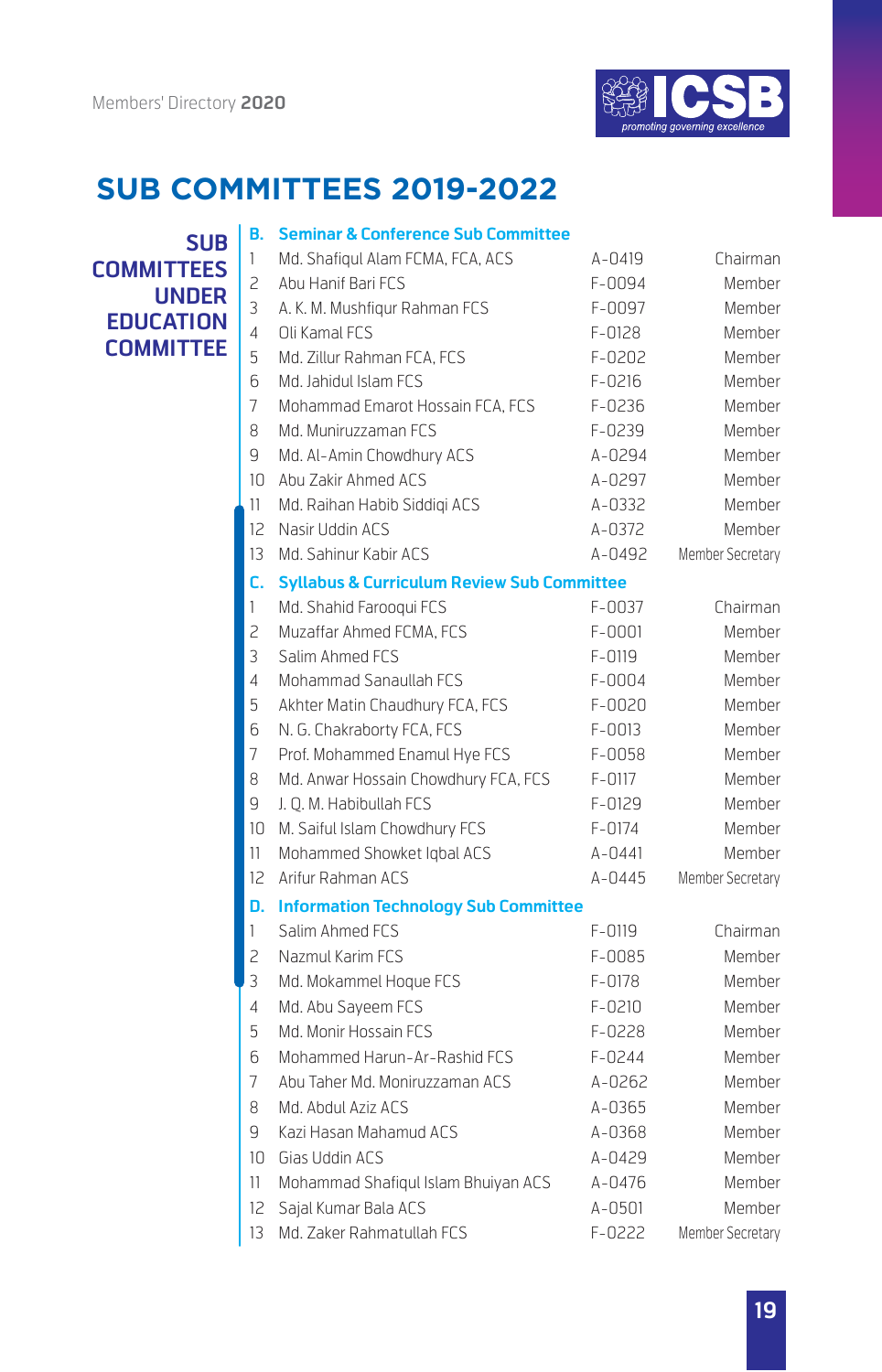# SUB COMMITTEES 2019-2022

## SUB COMMITTEES UNDER EDUCATION COMMITTEE

### B. Seminar & Conference Sub Committee

| | | | |
|---|---|---|---|
| 1 | Md. Shafiqul Alam FCMA, FCA, ACS | A-0419 | Chairman |
| 2 | Abu Hanif Bari FCS | F-0094 | Member |
| 3 | A. K. M. Mushfiqur Rahman FCS | F-0097 | Member |
| 4 | Oli Kamal FCS | F-0128 | Member |
| 5 | Md. Zillur Rahman FCA, FCS | F-0202 | Member |
| 6 | Md. Jahidul Islam FCS | F-0216 | Member |
| 7 | Mohammad Emarot Hossain FCA, FCS | F-0236 | Member |
| 8 | Md. Muniruzzaman FCS | F-0239 | Member |
| 9 | Md. Al-Amin Chowdhury ACS | A-0294 | Member |
| 10 | Abu Zakir Ahmed ACS | A-0297 | Member |
| 11 | Md. Raihan Habib Siddiqi ACS | A-0332 | Member |
| 12 | Nasir Uddin ACS | A-0372 | Member |
| 13 | Md. Sahinur Kabir ACS | A-0492 | Member Secretary |

### C. Syllabus & Curriculum Review Sub Committee

| | | | |
|---|---|---|---|
| 1 | Md. Shahid Farooqui FCS | F-0037 | Chairman |
| 2 | Muzaffar Ahmed FCMA, FCS | F-0001 | Member |
| 3 | Salim Ahmed FCS | F-0119 | Member |
| 4 | Mohammad Sanaullah FCS | F-0004 | Member |
| 5 | Akhter Matin Chaudhury FCA, FCS | F-0020 | Member |
| 6 | N. G. Chakraborty FCA, FCS | F-0013 | Member |
| 7 | Prof. Mohammed Enamul Hye FCS | F-0058 | Member |
| 8 | Md. Anwar Hossain Chowdhury FCA, FCS | F-0117 | Member |
| 9 | J. Q. M. Habibullah FCS | F-0129 | Member |
| 10 | M. Saiful Islam Chowdhury FCS | F-0174 | Member |
| 11 | Mohammed Showket Iqbal ACS | A-0441 | Member |
| 12 | Arifur Rahman ACS | A-0445 | Member Secretary |

### D. Information Technology Sub Committee

| | | | |
|---|---|---|---|
| 1 | Salim Ahmed FCS | F-0119 | Chairman |
| 2 | Nazmul Karim FCS | F-0085 | Member |
| 3 | Md. Mokammel Hoque FCS | F-0178 | Member |
| 4 | Md. Abu Sayeem FCS | F-0210 | Member |
| 5 | Md. Monir Hossain FCS | F-0228 | Member |
| 6 | Mohammed Harun-Ar-Rashid FCS | F-0244 | Member |
| 7 | Abu Taher Md. Moniruzzaman ACS | A-0262 | Member |
| 8 | Md. Abdul Aziz ACS | A-0365 | Member |
| 9 | Kazi Hasan Mahamud ACS | A-0368 | Member |
| 10 | Gias Uddin ACS | A-0429 | Member |
| 11 | Mohammad Shafiqul Islam Bhuiyan ACS | A-0476 | Member |
| 12 | Sajal Kumar Bala ACS | A-0501 | Member |
| 13 | Md. Zaker Rahmatullah FCS | F-0222 | Member Secretary |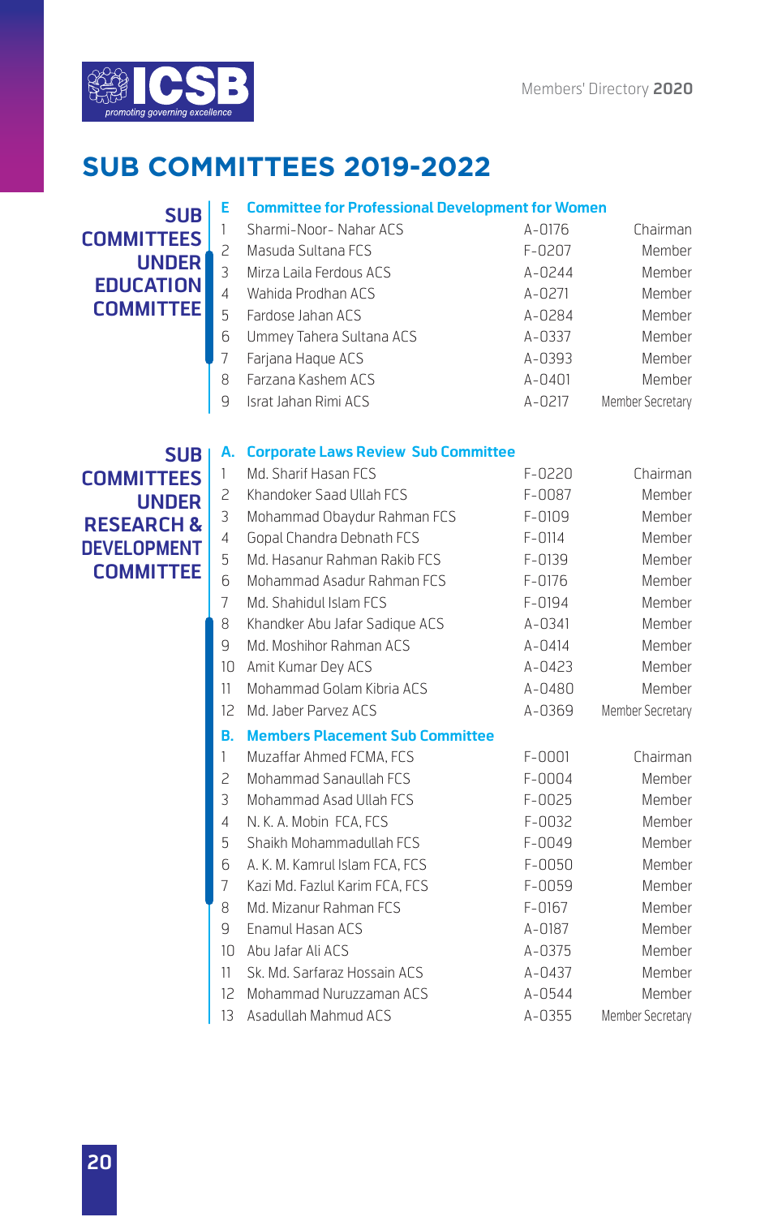# SUB COMMITTEES 2019-2022

## SUB COMMITTEES UNDER EDUCATION COMMITTEE

### E Committee for Professional Development for Women

| | | | |
|---|---|---|---|
| 1 | Sharmi-Noor- Nahar ACS | A-0176 | Chairman |
| 2 | Masuda Sultana FCS | F-0207 | Member |
| 3 | Mirza Laila Ferdous ACS | A-0244 | Member |
| 4 | Wahida Prodhan ACS | A-0271 | Member |
| 5 | Fardose Jahan ACS | A-0284 | Member |
| 6 | Ummey Tahera Sultana ACS | A-0337 | Member |
| 7 | Farjana Haque ACS | A-0393 | Member |
| 8 | Farzana Kashem ACS | A-0401 | Member |
| 9 | Israt Jahan Rimi ACS | A-0217 | Member Secretary |

## SUB COMMITTEES UNDER RESEARCH & DEVELOPMENT COMMITTEE

### A. Corporate Laws Review Sub Committee

| | | | |
|---|---|---|---|
| 1 | Md. Sharif Hasan FCS | F-0220 | Chairman |
| 2 | Khandoker Saad Ullah FCS | F-0087 | Member |
| 3 | Mohammad Obaydur Rahman FCS | F-0109 | Member |
| 4 | Gopal Chandra Debnath FCS | F-0114 | Member |
| 5 | Md. Hasanur Rahman Rakib FCS | F-0139 | Member |
| 6 | Mohammad Asadur Rahman FCS | F-0176 | Member |
| 7 | Md. Shahidul Islam FCS | F-0194 | Member |
| 8 | Khandker Abu Jafar Sadique ACS | A-0341 | Member |
| 9 | Md. Moshihor Rahman ACS | A-0414 | Member |
| 10 | Amit Kumar Dey ACS | A-0423 | Member |
| 11 | Mohammad Golam Kibria ACS | A-0480 | Member |
| 12 | Md. Jaber Parvez ACS | A-0369 | Member Secretary |

### B. Members Placement Sub Committee

| | | | |
|---|---|---|---|
| 1 | Muzaffar Ahmed FCMA, FCS | F-0001 | Chairman |
| 2 | Mohammad Sanaullah FCS | F-0004 | Member |
| 3 | Mohammad Asad Ullah FCS | F-0025 | Member |
| 4 | N. K. A. Mobin FCA, FCS | F-0032 | Member |
| 5 | Shaikh Mohammadullah FCS | F-0049 | Member |
| 6 | A. K. M. Kamrul Islam FCA, FCS | F-0050 | Member |
| 7 | Kazi Md. Fazlul Karim FCA, FCS | F-0059 | Member |
| 8 | Md. Mizanur Rahman FCS | F-0167 | Member |
| 9 | Enamul Hasan ACS | A-0187 | Member |
| 10 | Abu Jafar Ali ACS | A-0375 | Member |
| 11 | Sk. Md. Sarfaraz Hossain ACS | A-0437 | Member |
| 12 | Mohammad Nuruzzaman ACS | A-0544 | Member |
| 13 | Asadullah Mahmud ACS | A-0355 | Member Secretary |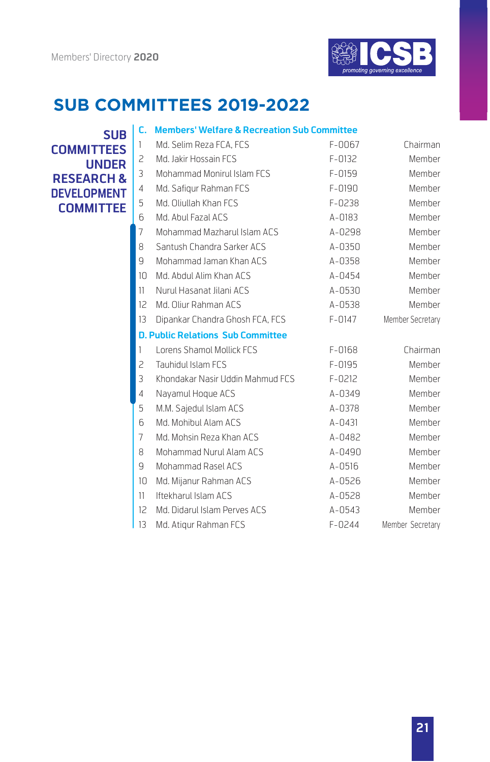# SUB COMMITTEES 2019-2022

## SUB COMMITTEES UNDER RESEARCH & DEVELOPMENT COMMITTEE

### C. Members' Welfare & Recreation Sub Committee

| | | | |
|---|---|---|---|
| 1 | Md. Selim Reza FCA, FCS | F-0067 | Chairman |
| 2 | Md. Jakir Hossain FCS | F-0132 | Member |
| 3 | Mohammad Monirul Islam FCS | F-0159 | Member |
| 4 | Md. Safiqur Rahman FCS | F-0190 | Member |
| 5 | Md. Oliullah Khan FCS | F-0238 | Member |
| 6 | Md. Abul Fazal ACS | A-0183 | Member |
| 7 | Mohammad Mazharul Islam ACS | A-0298 | Member |
| 8 | Santush Chandra Sarker ACS | A-0350 | Member |
| 9 | Mohammad Jaman Khan ACS | A-0358 | Member |
| 10 | Md. Abdul Alim Khan ACS | A-0454 | Member |
| 11 | Nurul Hasanat Jilani ACS | A-0530 | Member |
| 12 | Md. Oliur Rahman ACS | A-0538 | Member |
| 13 | Dipankar Chandra Ghosh FCA, FCS | F-0147 | Member Secretary |

### D. Public Relations Sub Committee

| | | | |
|---|---|---|---|
| 1 | Lorens Shamol Mollick FCS | F-0168 | Chairman |
| 2 | Tauhidul Islam FCS | F-0195 | Member |
| 3 | Khondakar Nasir Uddin Mahmud FCS | F-0212 | Member |
| 4 | Nayamul Hoque ACS | A-0349 | Member |
| 5 | M.M. Sajedul Islam ACS | A-0378 | Member |
| 6 | Md. Mohibul Alam ACS | A-0431 | Member |
| 7 | Md. Mohsin Reza Khan ACS | A-0482 | Member |
| 8 | Mohammad Nurul Alam ACS | A-0490 | Member |
| 9 | Mohammad Rasel ACS | A-0516 | Member |
| 10 | Md. Mijanur Rahman ACS | A-0526 | Member |
| 11 | Iftekharul Islam ACS | A-0528 | Member |
| 12 | Md. Didarul Islam Perves ACS | A-0543 | Member |
| 13 | Md. Atiqur Rahman FCS | F-0244 | Member Secretary |